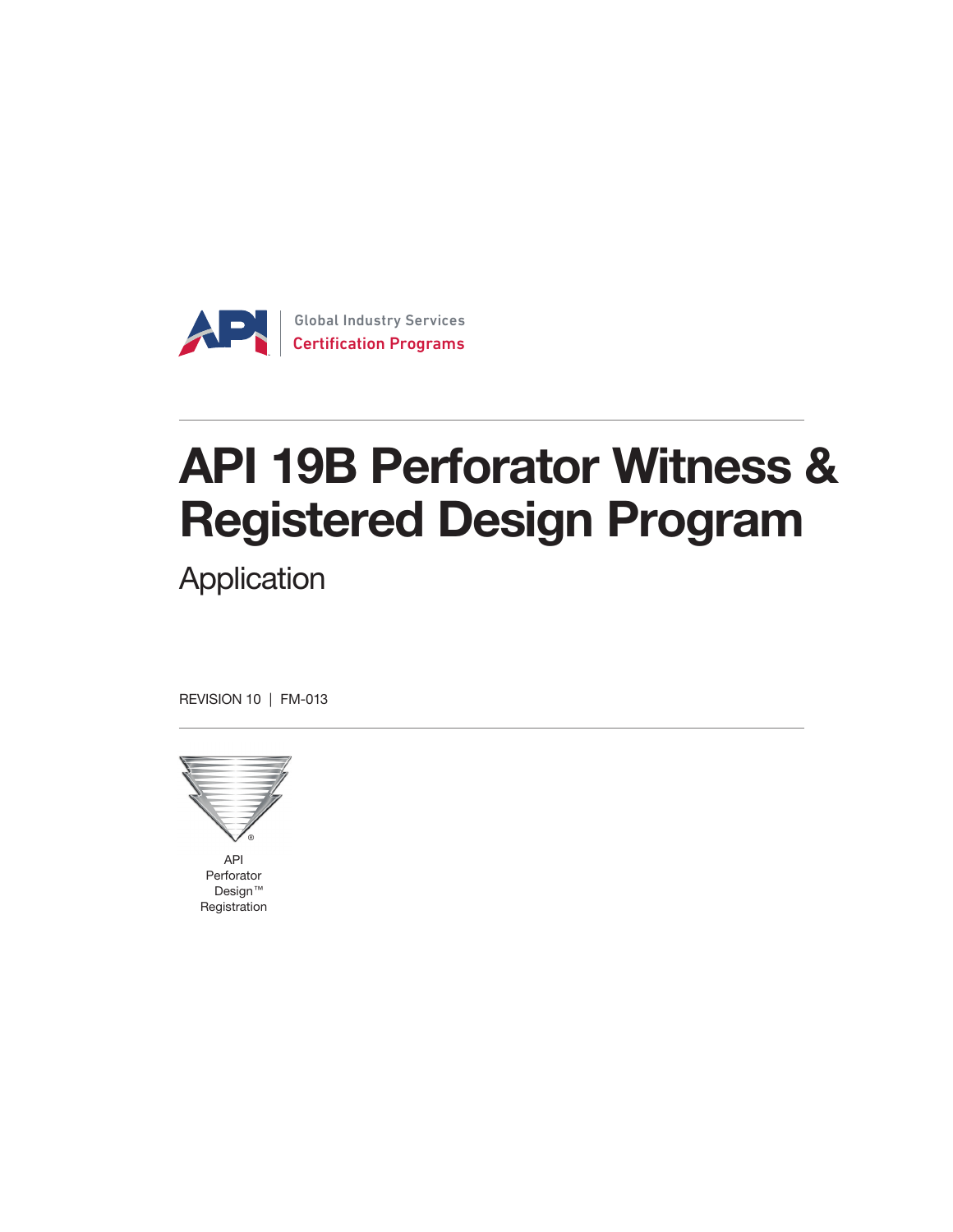Global Industry Services
Certification Programs

# API 19B Perforator Witness & Registered Design Program

## Application

REVISION 10 | FM-013

API
Perforator
Design™
Registration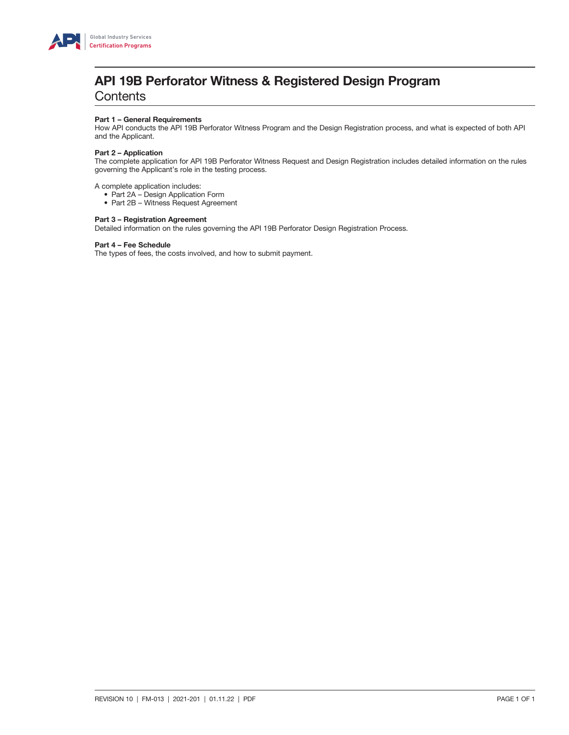# API 19B Perforator Witness & Registered Design Program

## Contents

**Part 1 – General Requirements**
How API conducts the API 19B Perforator Witness Program and the Design Registration process, and what is expected of both API and the Applicant.

**Part 2 – Application**
The complete application for API 19B Perforator Witness Request and Design Registration includes detailed information on the rules governing the Applicant's role in the testing process.

A complete application includes:

- Part 2A – Design Application Form
- Part 2B – Witness Request Agreement

**Part 3 – Registration Agreement**
Detailed information on the rules governing the API 19B Perforator Design Registration Process.

**Part 4 – Fee Schedule**
The types of fees, the costs involved, and how to submit payment.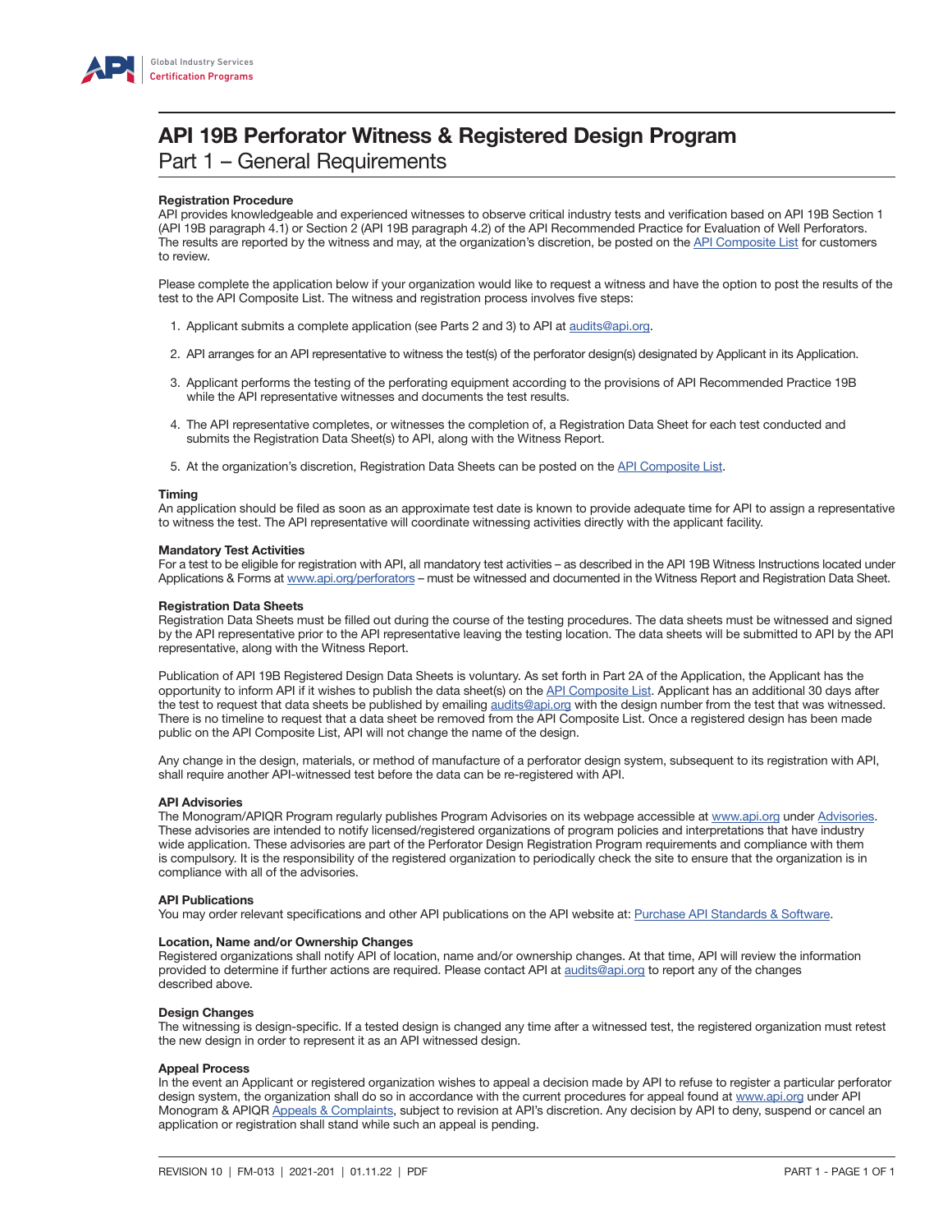# API 19B Perforator Witness & Registered Design Program

## Part 1 – General Requirements

### Registration Procedure

API provides knowledgeable and experienced witnesses to observe critical industry tests and verification based on API 19B Section 1 (API 19B paragraph 4.1) or Section 2 (API 19B paragraph 4.2) of the API Recommended Practice for Evaluation of Well Perforators. The results are reported by the witness and may, at the organization's discretion, be posted on the API Composite List for customers to review.

Please complete the application below if your organization would like to request a witness and have the option to post the results of the test to the API Composite List. The witness and registration process involves five steps:

1. Applicant submits a complete application (see Parts 2 and 3) to API at audits@api.org.
2. API arranges for an API representative to witness the test(s) of the perforator design(s) designated by Applicant in its Application.
3. Applicant performs the testing of the perforating equipment according to the provisions of API Recommended Practice 19B while the API representative witnesses and documents the test results.
4. The API representative completes, or witnesses the completion of, a Registration Data Sheet for each test conducted and submits the Registration Data Sheet(s) to API, along with the Witness Report.
5. At the organization's discretion, Registration Data Sheets can be posted on the API Composite List.

### Timing

An application should be filed as soon as an approximate test date is known to provide adequate time for API to assign a representative to witness the test. The API representative will coordinate witnessing activities directly with the applicant facility.

### Mandatory Test Activities

For a test to be eligible for registration with API, all mandatory test activities – as described in the API 19B Witness Instructions located under Applications & Forms at www.api.org/perforators – must be witnessed and documented in the Witness Report and Registration Data Sheet.

### Registration Data Sheets

Registration Data Sheets must be filled out during the course of the testing procedures. The data sheets must be witnessed and signed by the API representative prior to the API representative leaving the testing location. The data sheets will be submitted to API by the API representative, along with the Witness Report.

Publication of API 19B Registered Design Data Sheets is voluntary. As set forth in Part 2A of the Application, the Applicant has the opportunity to inform API if it wishes to publish the data sheet(s) on the API Composite List. Applicant has an additional 30 days after the test to request that data sheets be published by emailing audits@api.org with the design number from the test that was witnessed. There is no timeline to request that a data sheet be removed from the API Composite List. Once a registered design has been made public on the API Composite List, API will not change the name of the design.

Any change in the design, materials, or method of manufacture of a perforator design system, subsequent to its registration with API, shall require another API-witnessed test before the data can be re-registered with API.

### API Advisories

The Monogram/APIQR Program regularly publishes Program Advisories on its webpage accessible at www.api.org under Advisories. These advisories are intended to notify licensed/registered organizations of program policies and interpretations that have industry wide application. These advisories are part of the Perforator Design Registration Program requirements and compliance with them is compulsory. It is the responsibility of the registered organization to periodically check the site to ensure that the organization is in compliance with all of the advisories.

### API Publications

You may order relevant specifications and other API publications on the API website at: Purchase API Standards & Software.

### Location, Name and/or Ownership Changes

Registered organizations shall notify API of location, name and/or ownership changes. At that time, API will review the information provided to determine if further actions are required. Please contact API at audits@api.org to report any of the changes described above.

### Design Changes

The witnessing is design-specific. If a tested design is changed any time after a witnessed test, the registered organization must retest the new design in order to represent it as an API witnessed design.

### Appeal Process

In the event an Applicant or registered organization wishes to appeal a decision made by API to refuse to register a particular perforator design system, the organization shall do so in accordance with the current procedures for appeal found at www.api.org under API Monogram & APIQR Appeals & Complaints, subject to revision at API's discretion. Any decision by API to deny, suspend or cancel an application or registration shall stand while such an appeal is pending.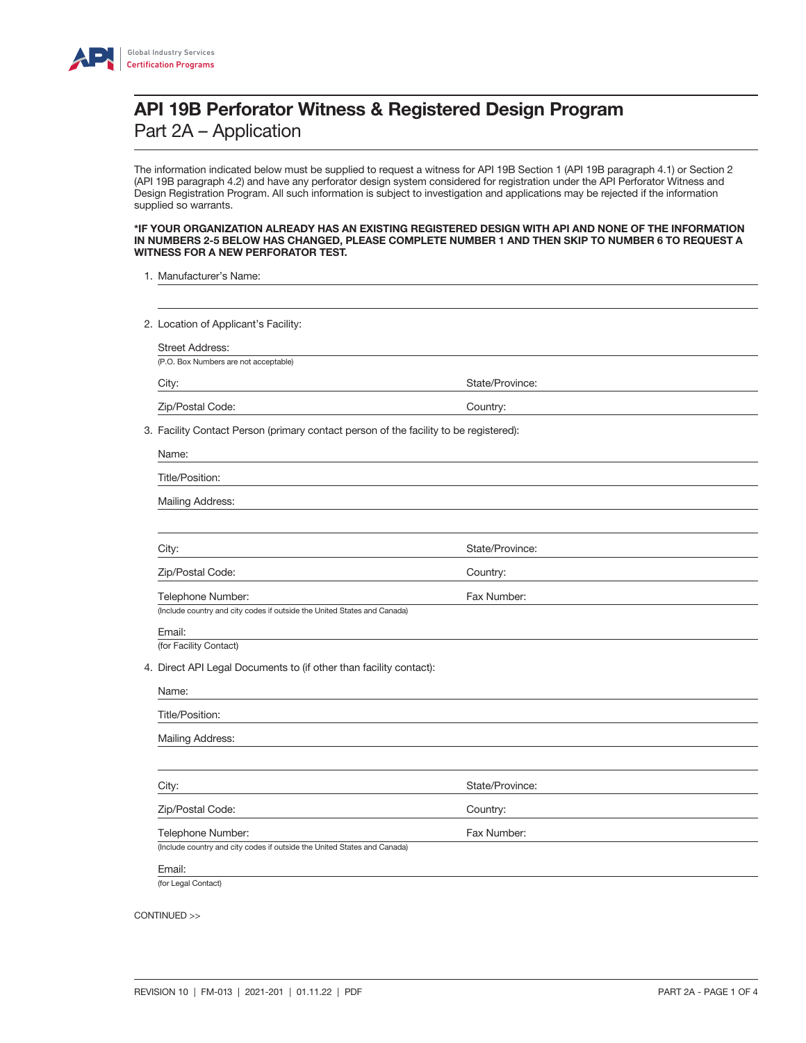# API 19B Perforator Witness & Registered Design Program

## Part 2A – Application

The information indicated below must be supplied to request a witness for API 19B Section 1 (API 19B paragraph 4.1) or Section 2 (API 19B paragraph 4.2) and have any perforator design system considered for registration under the API Perforator Witness and Design Registration Program. All such information is subject to investigation and applications may be rejected if the information supplied so warrants.

**\*IF YOUR ORGANIZATION ALREADY HAS AN EXISTING REGISTERED DESIGN WITH API AND NONE OF THE INFORMATION IN NUMBERS 2-5 BELOW HAS CHANGED, PLEASE COMPLETE NUMBER 1 AND THEN SKIP TO NUMBER 6 TO REQUEST A WITNESS FOR A NEW PERFORATOR TEST.**

1. Manufacturer's Name: \_\_\_\_\_\_\_\_\_\_\_\_\_\_\_\_\_\_\_\_

2. Location of Applicant's Facility:

   Street Address: \_\_\_\_\_\_\_\_\_\_\_\_\_\_\_\_\_\_\_\_
   (P.O. Box Numbers are not acceptable)

   City: \_\_\_\_\_\_\_\_\_\_ State/Province: \_\_\_\_\_\_\_\_\_\_

   Zip/Postal Code: \_\_\_\_\_\_\_\_\_\_ Country: \_\_\_\_\_\_\_\_\_\_

3. Facility Contact Person (primary contact person of the facility to be registered):

   Name: \_\_\_\_\_\_\_\_\_\_\_\_\_\_\_\_\_\_\_\_

   Title/Position: \_\_\_\_\_\_\_\_\_\_\_\_\_\_\_\_\_\_\_\_

   Mailing Address: \_\_\_\_\_\_\_\_\_\_\_\_\_\_\_\_\_\_\_\_

   City: \_\_\_\_\_\_\_\_\_\_ State/Province: \_\_\_\_\_\_\_\_\_\_

   Zip/Postal Code: \_\_\_\_\_\_\_\_\_\_ Country: \_\_\_\_\_\_\_\_\_\_

   Telephone Number: \_\_\_\_\_\_\_\_\_\_ Fax Number: \_\_\_\_\_\_\_\_\_\_
   (Include country and city codes if outside the United States and Canada)

   Email: \_\_\_\_\_\_\_\_\_\_\_\_\_\_\_\_\_\_\_\_
   (for Facility Contact)

4. Direct API Legal Documents to (if other than facility contact):

   Name: \_\_\_\_\_\_\_\_\_\_\_\_\_\_\_\_\_\_\_\_

   Title/Position: \_\_\_\_\_\_\_\_\_\_\_\_\_\_\_\_\_\_\_\_

   Mailing Address: \_\_\_\_\_\_\_\_\_\_\_\_\_\_\_\_\_\_\_\_

   City: \_\_\_\_\_\_\_\_\_\_ State/Province: \_\_\_\_\_\_\_\_\_\_

   Zip/Postal Code: \_\_\_\_\_\_\_\_\_\_ Country: \_\_\_\_\_\_\_\_\_\_

   Telephone Number: \_\_\_\_\_\_\_\_\_\_ Fax Number: \_\_\_\_\_\_\_\_\_\_
   (Include country and city codes if outside the United States and Canada)

   Email: \_\_\_\_\_\_\_\_\_\_\_\_\_\_\_\_\_\_\_\_
   (for Legal Contact)

CONTINUED >>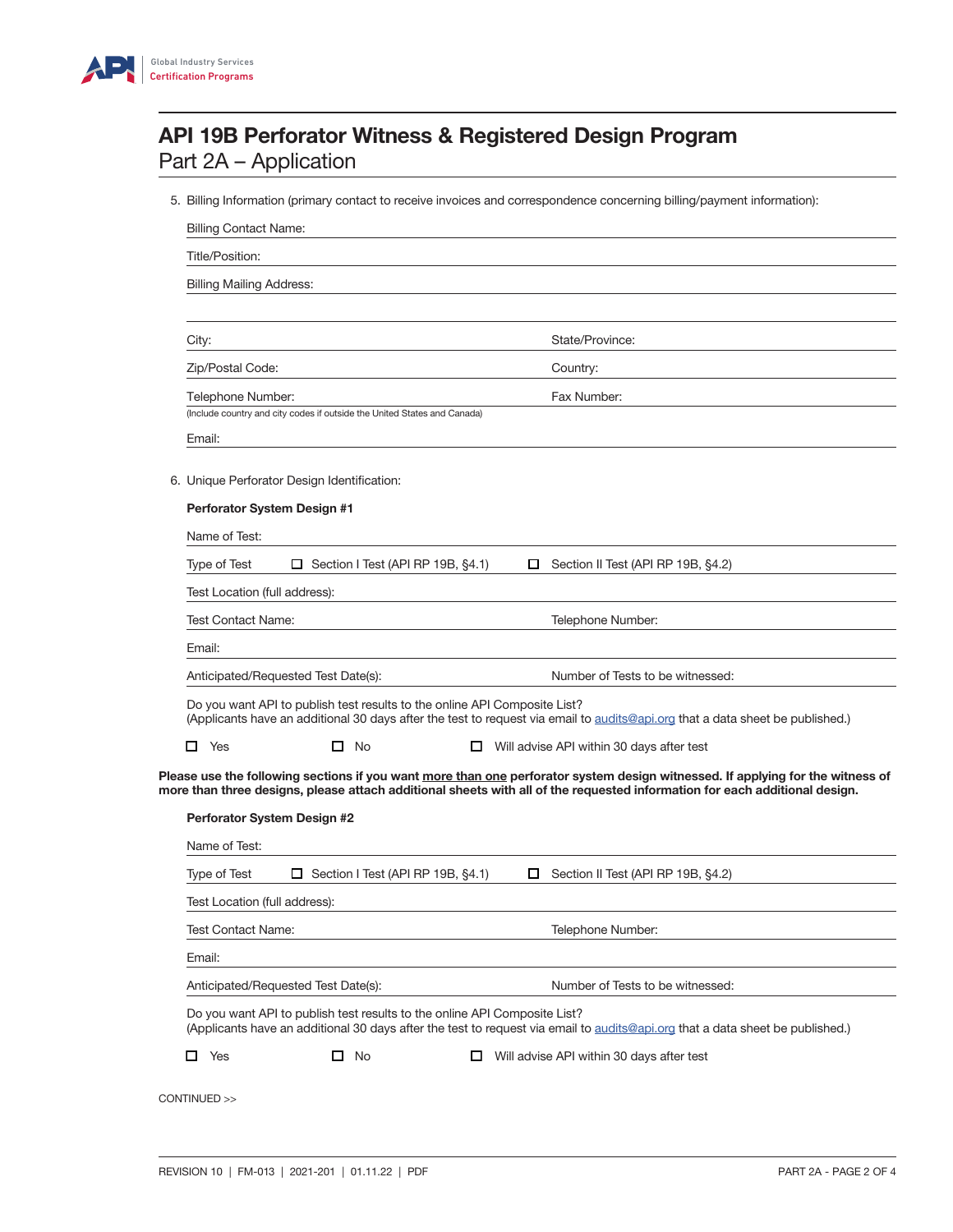# API 19B Perforator Witness & Registered Design Program

## Part 2A – Application

5. Billing Information (primary contact to receive invoices and correspondence concerning billing/payment information):

   Billing Contact Name:

   Title/Position:

   Billing Mailing Address:

   City: State/Province:

   Zip/Postal Code: Country:

   Telephone Number: Fax Number:

   (Include country and city codes if outside the United States and Canada)

   Email:

6. Unique Perforator Design Identification:

   **Perforator System Design #1**

   Name of Test:

   Type of Test ☐ Section I Test (API RP 19B, §4.1) ☐ Section II Test (API RP 19B, §4.2)

   Test Location (full address):

   Test Contact Name: Telephone Number:

   Email:

   Anticipated/Requested Test Date(s): Number of Tests to be witnessed:

   Do you want API to publish test results to the online API Composite List?
   (Applicants have an additional 30 days after the test to request via email to audits@api.org that a data sheet be published.)

   ☐ Yes ☐ No ☐ Will advise API within 30 days after test

**Please use the following sections if you want more than one perforator system design witnessed. If applying for the witness of more than three designs, please attach additional sheets with all of the requested information for each additional design.**

   **Perforator System Design #2**

   Name of Test:

   Type of Test ☐ Section I Test (API RP 19B, §4.1) ☐ Section II Test (API RP 19B, §4.2)

   Test Location (full address):

   Test Contact Name: Telephone Number:

   Email:

   Anticipated/Requested Test Date(s): Number of Tests to be witnessed:

   Do you want API to publish test results to the online API Composite List?
   (Applicants have an additional 30 days after the test to request via email to audits@api.org that a data sheet be published.)

   ☐ Yes ☐ No ☐ Will advise API within 30 days after test

CONTINUED >>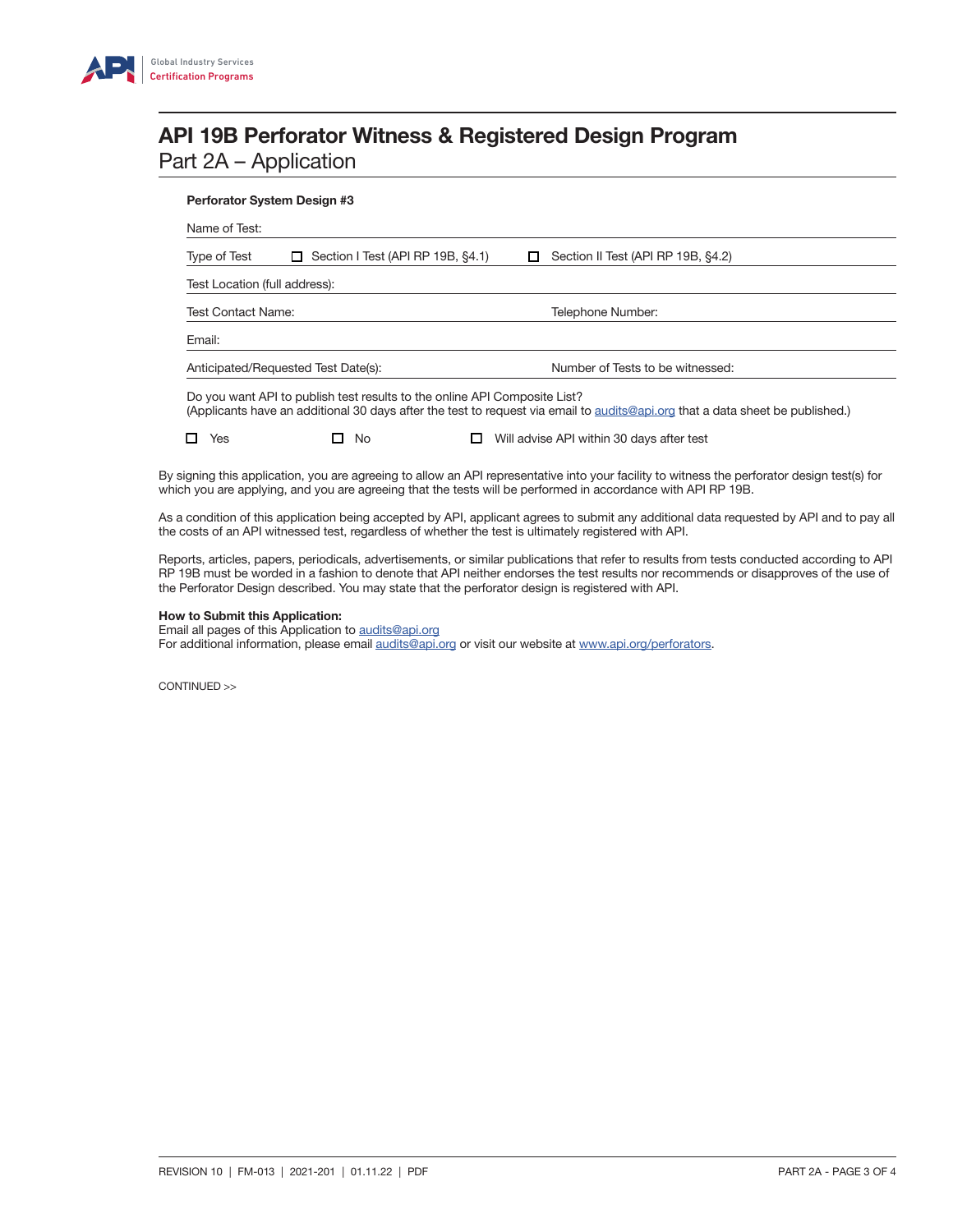# API 19B Perforator Witness & Registered Design Program

## Part 2A – Application

**Perforator System Design #3**

Name of Test:

Type of Test ☐ Section I Test (API RP 19B, §4.1) ☐ Section II Test (API RP 19B, §4.2)

Test Location (full address):

Test Contact Name: Telephone Number:

Email:

Anticipated/Requested Test Date(s): Number of Tests to be witnessed:

Do you want API to publish test results to the online API Composite List?
(Applicants have an additional 30 days after the test to request via email to audits@api.org that a data sheet be published.)

☐ Yes ☐ No ☐ Will advise API within 30 days after test

By signing this application, you are agreeing to allow an API representative into your facility to witness the perforator design test(s) for which you are applying, and you are agreeing that the tests will be performed in accordance with API RP 19B.

As a condition of this application being accepted by API, applicant agrees to submit any additional data requested by API and to pay all the costs of an API witnessed test, regardless of whether the test is ultimately registered with API.

Reports, articles, papers, periodicals, advertisements, or similar publications that refer to results from tests conducted according to API RP 19B must be worded in a fashion to denote that API neither endorses the test results nor recommends or disapproves of the use of the Perforator Design described. You may state that the perforator design is registered with API.

**How to Submit this Application:**
Email all pages of this Application to audits@api.org
For additional information, please email audits@api.org or visit our website at www.api.org/perforators.

CONTINUED >>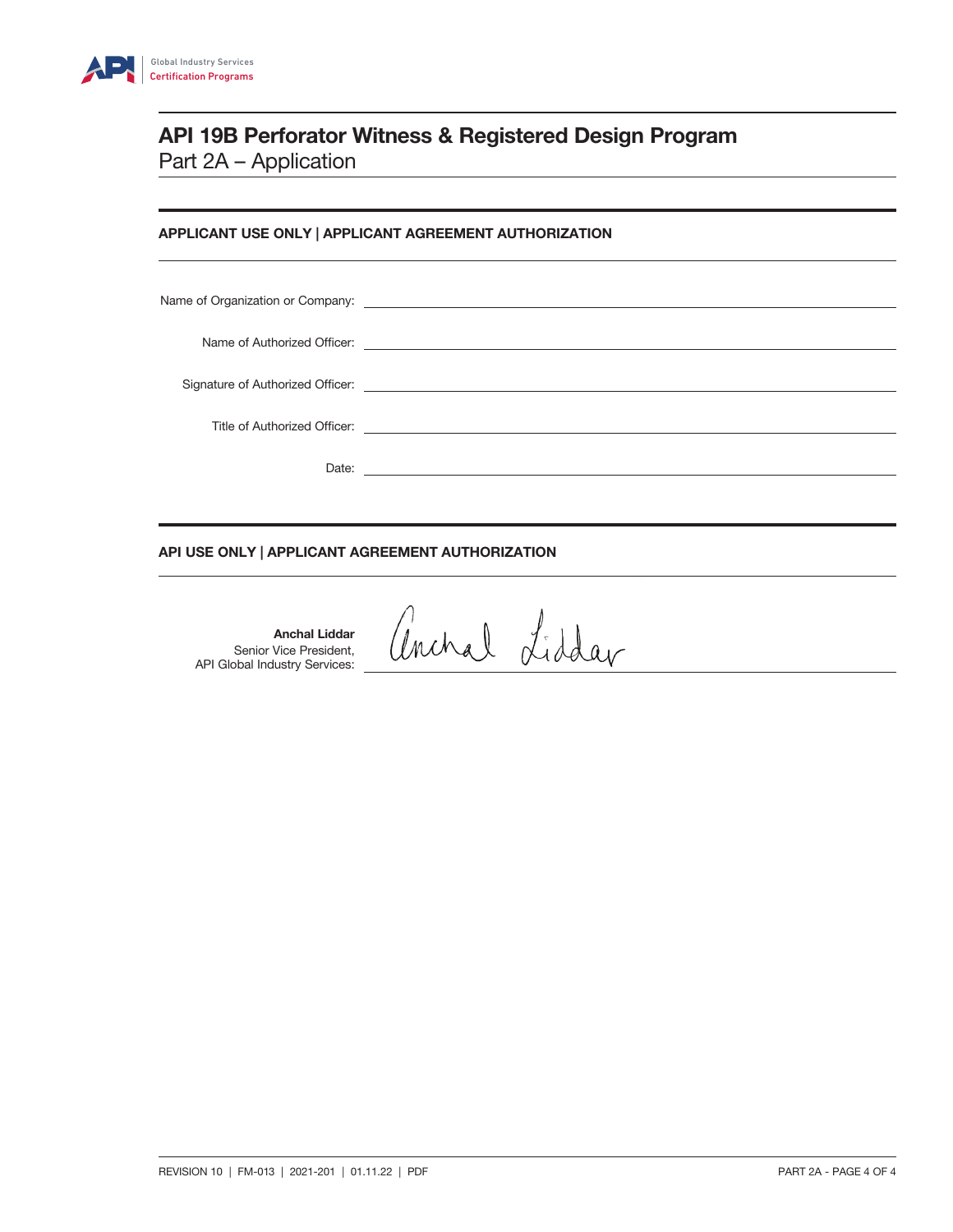# API 19B Perforator Witness & Registered Design Program

Part 2A – Application

## APPLICANT USE ONLY | APPLICANT AGREEMENT AUTHORIZATION

Name of Organization or Company: ______________________________

Name of Authorized Officer: ______________________________

Signature of Authorized Officer: ______________________________

Title of Authorized Officer: ______________________________

Date: ______________________________

## API USE ONLY | APPLICANT AGREEMENT AUTHORIZATION

**Anchal Liddar**
Senior Vice President,
API Global Industry Services: Anchal Liddar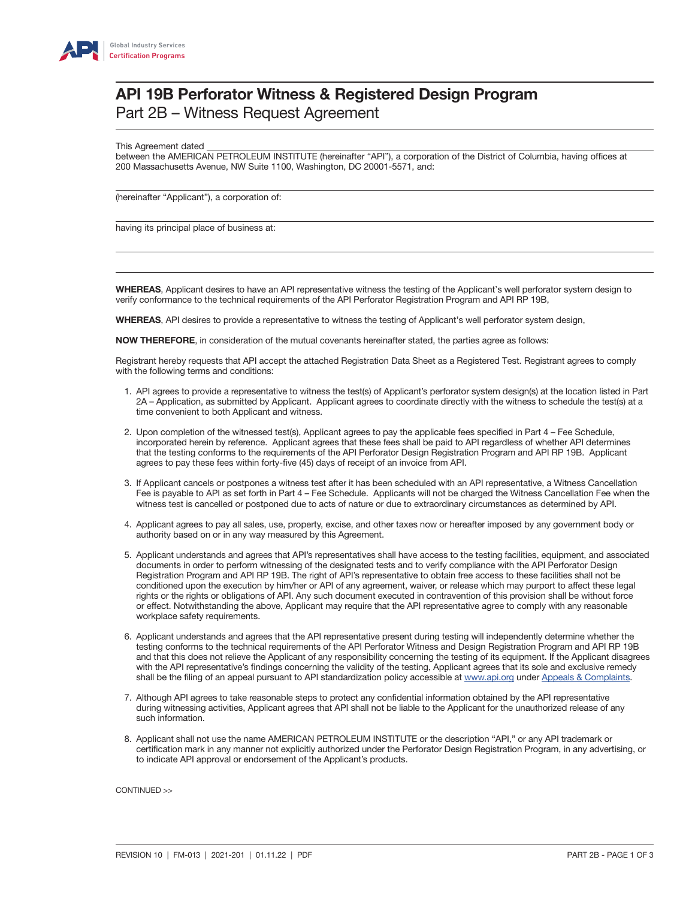# API 19B Perforator Witness & Registered Design Program

## Part 2B – Witness Request Agreement

This Agreement dated ______________________________

between the AMERICAN PETROLEUM INSTITUTE (hereinafter "API"), a corporation of the District of Columbia, having offices at 200 Massachusetts Avenue, NW Suite 1100, Washington, DC 20001-5571, and:

______________________________

(hereinafter "Applicant"), a corporation of:

______________________________

having its principal place of business at:

______________________________

______________________________

**WHEREAS**, Applicant desires to have an API representative witness the testing of the Applicant's well perforator system design to verify conformance to the technical requirements of the API Perforator Registration Program and API RP 19B,

**WHEREAS**, API desires to provide a representative to witness the testing of Applicant's well perforator system design,

**NOW THEREFORE**, in consideration of the mutual covenants hereinafter stated, the parties agree as follows:

Registrant hereby requests that API accept the attached Registration Data Sheet as a Registered Test. Registrant agrees to comply with the following terms and conditions:

1. API agrees to provide a representative to witness the test(s) of Applicant's perforator system design(s) at the location listed in Part 2A – Application, as submitted by Applicant. Applicant agrees to coordinate directly with the witness to schedule the test(s) at a time convenient to both Applicant and witness.

2. Upon completion of the witnessed test(s), Applicant agrees to pay the applicable fees specified in Part 4 – Fee Schedule, incorporated herein by reference. Applicant agrees that these fees shall be paid to API regardless of whether API determines that the testing conforms to the requirements of the API Perforator Design Registration Program and API RP 19B. Applicant agrees to pay these fees within forty-five (45) days of receipt of an invoice from API.

3. If Applicant cancels or postpones a witness test after it has been scheduled with an API representative, a Witness Cancellation Fee is payable to API as set forth in Part 4 – Fee Schedule. Applicants will not be charged the Witness Cancellation Fee when the witness test is cancelled or postponed due to acts of nature or due to extraordinary circumstances as determined by API.

4. Applicant agrees to pay all sales, use, property, excise, and other taxes now or hereafter imposed by any government body or authority based on or in any way measured by this Agreement.

5. Applicant understands and agrees that API's representatives shall have access to the testing facilities, equipment, and associated documents in order to perform witnessing of the designated tests and to verify compliance with the API Perforator Design Registration Program and API RP 19B. The right of API's representative to obtain free access to these facilities shall not be conditioned upon the execution by him/her or API of any agreement, waiver, or release which may purport to affect these legal rights or the rights or obligations of API. Any such document executed in contravention of this provision shall be without force or effect. Notwithstanding the above, Applicant may require that the API representative agree to comply with any reasonable workplace safety requirements.

6. Applicant understands and agrees that the API representative present during testing will independently determine whether the testing conforms to the technical requirements of the API Perforator Witness and Design Registration Program and API RP 19B and that this does not relieve the Applicant of any responsibility concerning the testing of its equipment. If the Applicant disagrees with the API representative's findings concerning the validity of the testing, Applicant agrees that its sole and exclusive remedy shall be the filing of an appeal pursuant to API standardization policy accessible at www.api.org under Appeals & Complaints.

7. Although API agrees to take reasonable steps to protect any confidential information obtained by the API representative during witnessing activities, Applicant agrees that API shall not be liable to the Applicant for the unauthorized release of any such information.

8. Applicant shall not use the name AMERICAN PETROLEUM INSTITUTE or the description "API," or any API trademark or certification mark in any manner not explicitly authorized under the Perforator Design Registration Program, in any advertising, or to indicate API approval or endorsement of the Applicant's products.

CONTINUED >>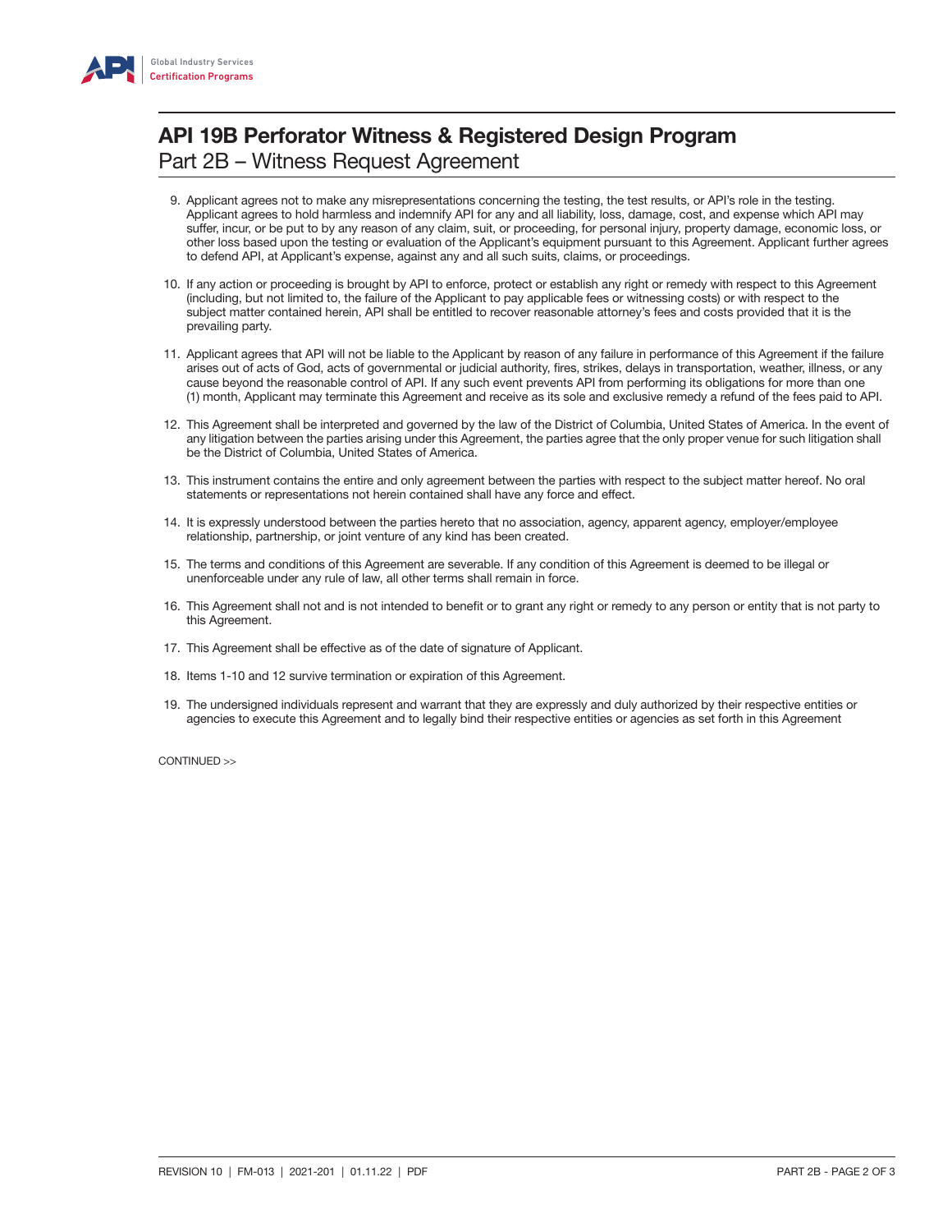# API 19B Perforator Witness & Registered Design Program

## Part 2B – Witness Request Agreement

9. Applicant agrees not to make any misrepresentations concerning the testing, the test results, or API's role in the testing. Applicant agrees to hold harmless and indemnify API for any and all liability, loss, damage, cost, and expense which API may suffer, incur, or be put to by any reason of any claim, suit, or proceeding, for personal injury, property damage, economic loss, or other loss based upon the testing or evaluation of the Applicant's equipment pursuant to this Agreement. Applicant further agrees to defend API, at Applicant's expense, against any and all such suits, claims, or proceedings.

10. If any action or proceeding is brought by API to enforce, protect or establish any right or remedy with respect to this Agreement (including, but not limited to, the failure of the Applicant to pay applicable fees or witnessing costs) or with respect to the subject matter contained herein, API shall be entitled to recover reasonable attorney's fees and costs provided that it is the prevailing party.

11. Applicant agrees that API will not be liable to the Applicant by reason of any failure in performance of this Agreement if the failure arises out of acts of God, acts of governmental or judicial authority, fires, strikes, delays in transportation, weather, illness, or any cause beyond the reasonable control of API. If any such event prevents API from performing its obligations for more than one (1) month, Applicant may terminate this Agreement and receive as its sole and exclusive remedy a refund of the fees paid to API.

12. This Agreement shall be interpreted and governed by the law of the District of Columbia, United States of America. In the event of any litigation between the parties arising under this Agreement, the parties agree that the only proper venue for such litigation shall be the District of Columbia, United States of America.

13. This instrument contains the entire and only agreement between the parties with respect to the subject matter hereof. No oral statements or representations not herein contained shall have any force and effect.

14. It is expressly understood between the parties hereto that no association, agency, apparent agency, employer/employee relationship, partnership, or joint venture of any kind has been created.

15. The terms and conditions of this Agreement are severable. If any condition of this Agreement is deemed to be illegal or unenforceable under any rule of law, all other terms shall remain in force.

16. This Agreement shall not and is not intended to benefit or to grant any right or remedy to any person or entity that is not party to this Agreement.

17. This Agreement shall be effective as of the date of signature of Applicant.

18. Items 1-10 and 12 survive termination or expiration of this Agreement.

19. The undersigned individuals represent and warrant that they are expressly and duly authorized by their respective entities or agencies to execute this Agreement and to legally bind their respective entities or agencies as set forth in this Agreement

CONTINUED >>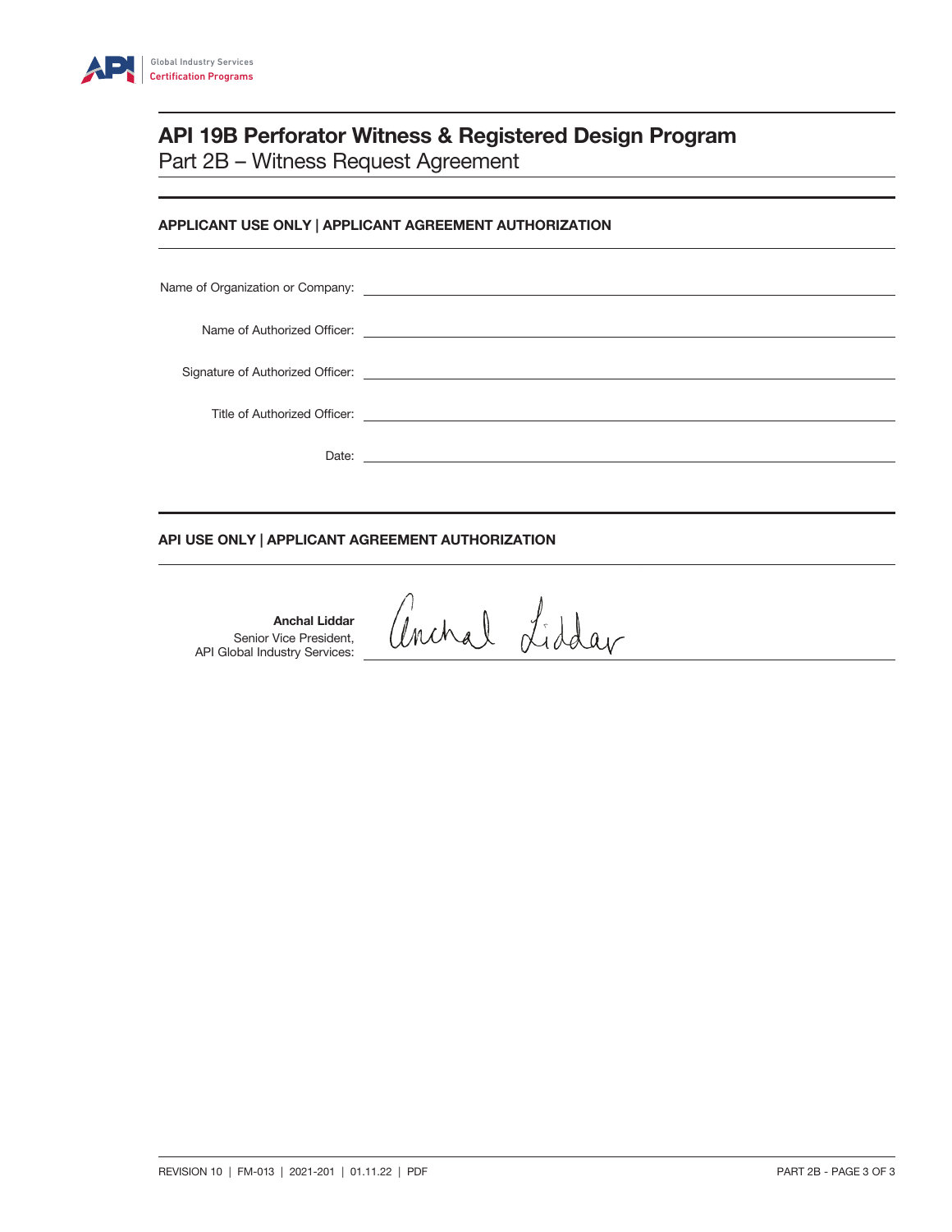# API 19B Perforator Witness & Registered Design Program

## Part 2B – Witness Request Agreement

### APPLICANT USE ONLY | APPLICANT AGREEMENT AUTHORIZATION

Name of Organization or Company: ____________________

Name of Authorized Officer: ____________________

Signature of Authorized Officer: ____________________

Title of Authorized Officer: ____________________

Date: ____________________

### API USE ONLY | APPLICANT AGREEMENT AUTHORIZATION

**Anchal Liddar**
Senior Vice President,
API Global Industry Services: Anchal Liddar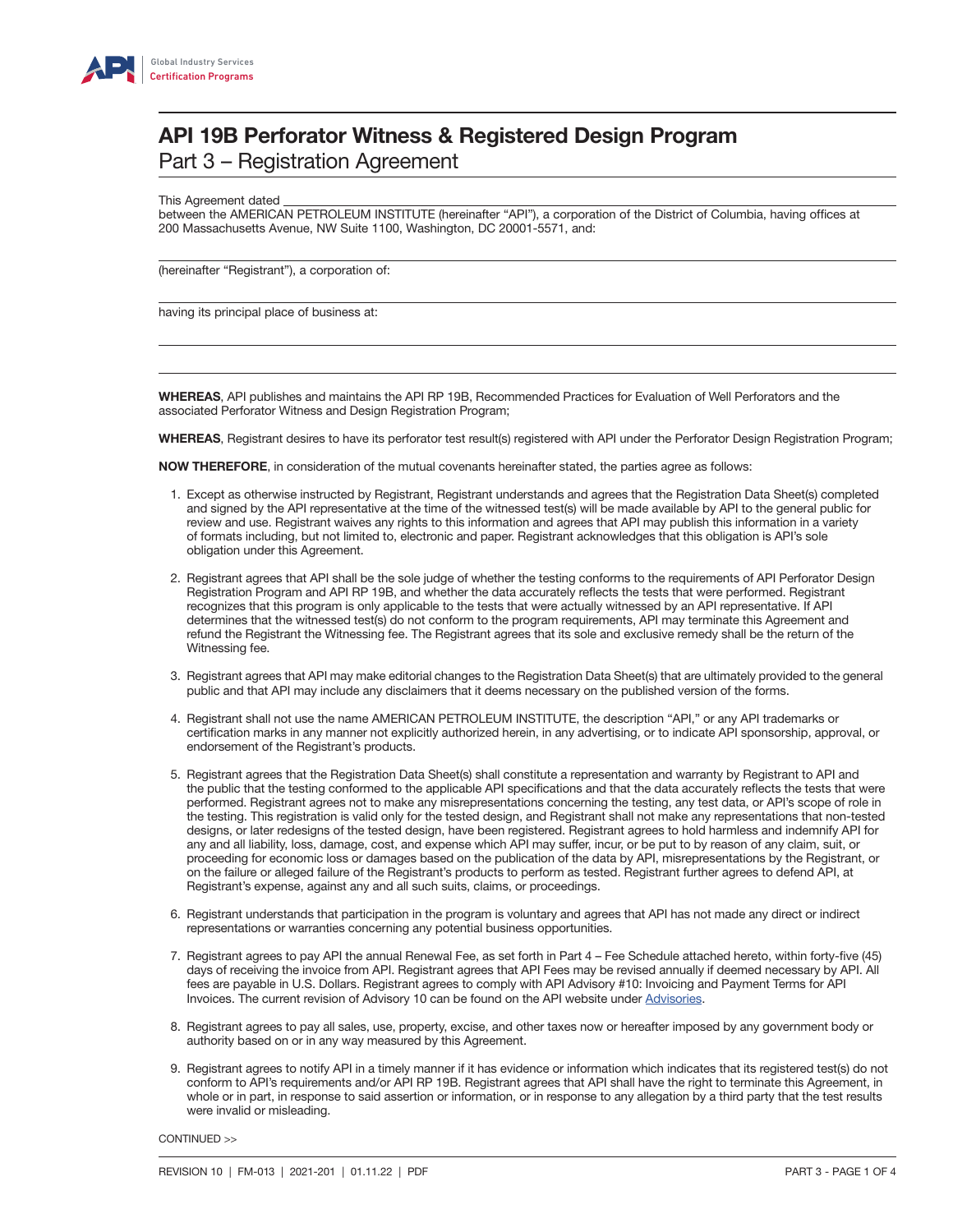# API 19B Perforator Witness & Registered Design Program

## Part 3 – Registration Agreement

This Agreement dated ______________________________

between the AMERICAN PETROLEUM INSTITUTE (hereinafter "API"), a corporation of the District of Columbia, having offices at 200 Massachusetts Avenue, NW Suite 1100, Washington, DC 20001-5571, and:

______________________________

(hereinafter "Registrant"), a corporation of:

______________________________

having its principal place of business at:

______________________________

______________________________

**WHEREAS**, API publishes and maintains the API RP 19B, Recommended Practices for Evaluation of Well Perforators and the associated Perforator Witness and Design Registration Program;

**WHEREAS**, Registrant desires to have its perforator test result(s) registered with API under the Perforator Design Registration Program;

**NOW THEREFORE**, in consideration of the mutual covenants hereinafter stated, the parties agree as follows:

1. Except as otherwise instructed by Registrant, Registrant understands and agrees that the Registration Data Sheet(s) completed and signed by the API representative at the time of the witnessed test(s) will be made available by API to the general public for review and use. Registrant waives any rights to this information and agrees that API may publish this information in a variety of formats including, but not limited to, electronic and paper. Registrant acknowledges that this obligation is API's sole obligation under this Agreement.

2. Registrant agrees that API shall be the sole judge of whether the testing conforms to the requirements of API Perforator Design Registration Program and API RP 19B, and whether the data accurately reflects the tests that were performed. Registrant recognizes that this program is only applicable to the tests that were actually witnessed by an API representative. If API determines that the witnessed test(s) do not conform to the program requirements, API may terminate this Agreement and refund the Registrant the Witnessing fee. The Registrant agrees that its sole and exclusive remedy shall be the return of the Witnessing fee.

3. Registrant agrees that API may make editorial changes to the Registration Data Sheet(s) that are ultimately provided to the general public and that API may include any disclaimers that it deems necessary on the published version of the forms.

4. Registrant shall not use the name AMERICAN PETROLEUM INSTITUTE, the description "API," or any API trademarks or certification marks in any manner not explicitly authorized herein, in any advertising, or to indicate API sponsorship, approval, or endorsement of the Registrant's products.

5. Registrant agrees that the Registration Data Sheet(s) shall constitute a representation and warranty by Registrant to API and the public that the testing conformed to the applicable API specifications and that the data accurately reflects the tests that were performed. Registrant agrees not to make any misrepresentations concerning the testing, any test data, or API's scope of role in the testing. This registration is valid only for the tested design, and Registrant shall not make any representations that non-tested designs, or later redesigns of the tested design, have been registered. Registrant agrees to hold harmless and indemnify API for any and all liability, loss, damage, cost, and expense which API may suffer, incur, or be put to by reason of any claim, suit, or proceeding for economic loss or damages based on the publication of the data by API, misrepresentations by the Registrant, or on the failure or alleged failure of the Registrant's products to perform as tested. Registrant further agrees to defend API, at Registrant's expense, against any and all such suits, claims, or proceedings.

6. Registrant understands that participation in the program is voluntary and agrees that API has not made any direct or indirect representations or warranties concerning any potential business opportunities.

7. Registrant agrees to pay API the annual Renewal Fee, as set forth in Part 4 – Fee Schedule attached hereto, within forty-five (45) days of receiving the invoice from API. Registrant agrees that API Fees may be revised annually if deemed necessary by API. All fees are payable in U.S. Dollars. Registrant agrees to comply with API Advisory #10: Invoicing and Payment Terms for API Invoices. The current revision of Advisory 10 can be found on the API website under Advisories.

8. Registrant agrees to pay all sales, use, property, excise, and other taxes now or hereafter imposed by any government body or authority based on or in any way measured by this Agreement.

9. Registrant agrees to notify API in a timely manner if it has evidence or information which indicates that its registered test(s) do not conform to API's requirements and/or API RP 19B. Registrant agrees that API shall have the right to terminate this Agreement, in whole or in part, in response to said assertion or information, or in response to any allegation by a third party that the test results were invalid or misleading.

CONTINUED >>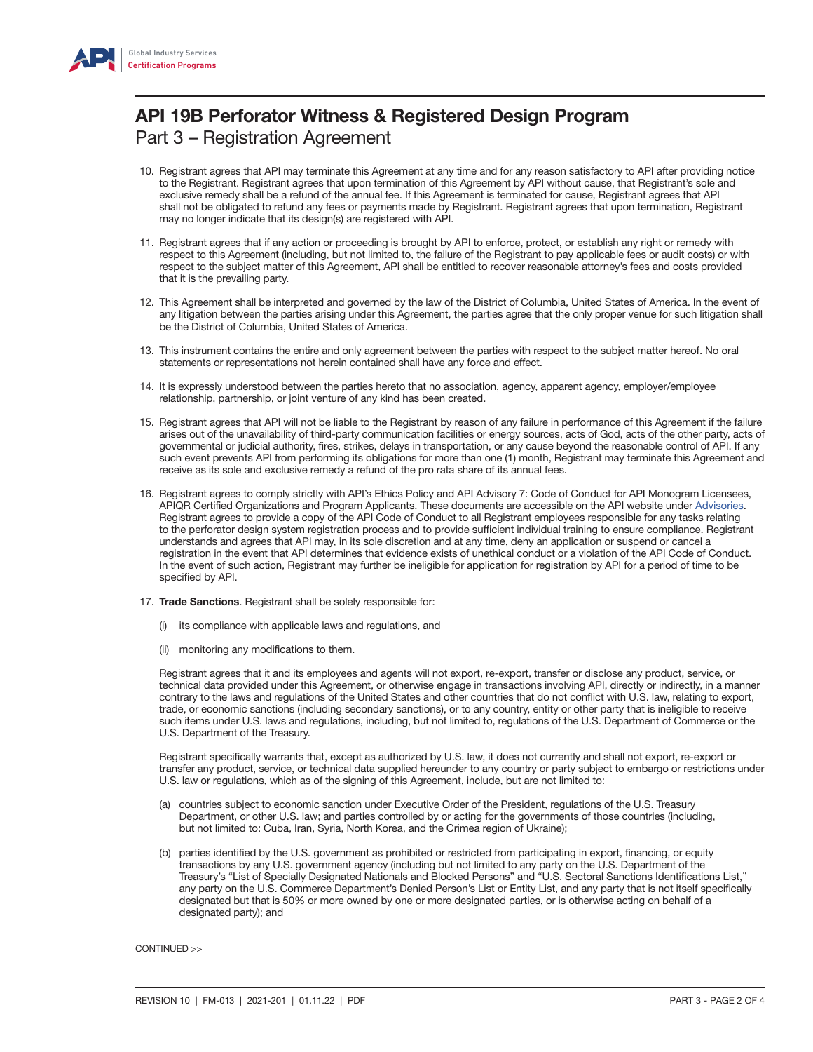10. Registrant agrees that API may terminate this Agreement at any time and for any reason satisfactory to API after providing notice to the Registrant. Registrant agrees that upon termination of this Agreement by API without cause, that Registrant's sole and exclusive remedy shall be a refund of the annual fee. If this Agreement is terminated for cause, Registrant agrees that API shall not be obligated to refund any fees or payments made by Registrant. Registrant agrees that upon termination, Registrant may no longer indicate that its design(s) are registered with API.

11. Registrant agrees that if any action or proceeding is brought by API to enforce, protect, or establish any right or remedy with respect to this Agreement (including, but not limited to, the failure of the Registrant to pay applicable fees or audit costs) or with respect to the subject matter of this Agreement, API shall be entitled to recover reasonable attorney's fees and costs provided that it is the prevailing party.

12. This Agreement shall be interpreted and governed by the law of the District of Columbia, United States of America. In the event of any litigation between the parties arising under this Agreement, the parties agree that the only proper venue for such litigation shall be the District of Columbia, United States of America.

13. This instrument contains the entire and only agreement between the parties with respect to the subject matter hereof. No oral statements or representations not herein contained shall have any force and effect.

14. It is expressly understood between the parties hereto that no association, agency, apparent agency, employer/employee relationship, partnership, or joint venture of any kind has been created.

15. Registrant agrees that API will not be liable to the Registrant by reason of any failure in performance of this Agreement if the failure arises out of the unavailability of third-party communication facilities or energy sources, acts of God, acts of the other party, acts of governmental or judicial authority, fires, strikes, delays in transportation, or any cause beyond the reasonable control of API. If any such event prevents API from performing its obligations for more than one (1) month, Registrant may terminate this Agreement and receive as its sole and exclusive remedy a refund of the pro rata share of its annual fees.

16. Registrant agrees to comply strictly with API's Ethics Policy and API Advisory 7: Code of Conduct for API Monogram Licensees, APIQR Certified Organizations and Program Applicants. These documents are accessible on the API website under Advisories. Registrant agrees to provide a copy of the API Code of Conduct to all Registrant employees responsible for any tasks relating to the perforator design system registration process and to provide sufficient individual training to ensure compliance. Registrant understands and agrees that API may, in its sole discretion and at any time, deny an application or suspend or cancel a registration in the event that API determines that evidence exists of unethical conduct or a violation of the API Code of Conduct. In the event of such action, Registrant may further be ineligible for application for registration by API for a period of time to be specified by API.

17. **Trade Sanctions**. Registrant shall be solely responsible for:

    (i) its compliance with applicable laws and regulations, and

    (ii) monitoring any modifications to them.

    Registrant agrees that it and its employees and agents will not export, re-export, transfer or disclose any product, service, or technical data provided under this Agreement, or otherwise engage in transactions involving API, directly or indirectly, in a manner contrary to the laws and regulations of the United States and other countries that do not conflict with U.S. law, relating to export, trade, or economic sanctions (including secondary sanctions), or to any country, entity or other party that is ineligible to receive such items under U.S. laws and regulations, including, but not limited to, regulations of the U.S. Department of Commerce or the U.S. Department of the Treasury.

    Registrant specifically warrants that, except as authorized by U.S. law, it does not currently and shall not export, re-export or transfer any product, service, or technical data supplied hereunder to any country or party subject to embargo or restrictions under U.S. law or regulations, which as of the signing of this Agreement, include, but are not limited to:

    (a) countries subject to economic sanction under Executive Order of the President, regulations of the U.S. Treasury Department, or other U.S. law; and parties controlled by or acting for the governments of those countries (including, but not limited to: Cuba, Iran, Syria, North Korea, and the Crimea region of Ukraine);

    (b) parties identified by the U.S. government as prohibited or restricted from participating in export, financing, or equity transactions by any U.S. government agency (including but not limited to any party on the U.S. Department of the Treasury's "List of Specially Designated Nationals and Blocked Persons" and "U.S. Sectoral Sanctions Identifications List," any party on the U.S. Commerce Department's Denied Person's List or Entity List, and any party that is not itself specifically designated but that is 50% or more owned by one or more designated parties, or is otherwise acting on behalf of a designated party); and

CONTINUED >>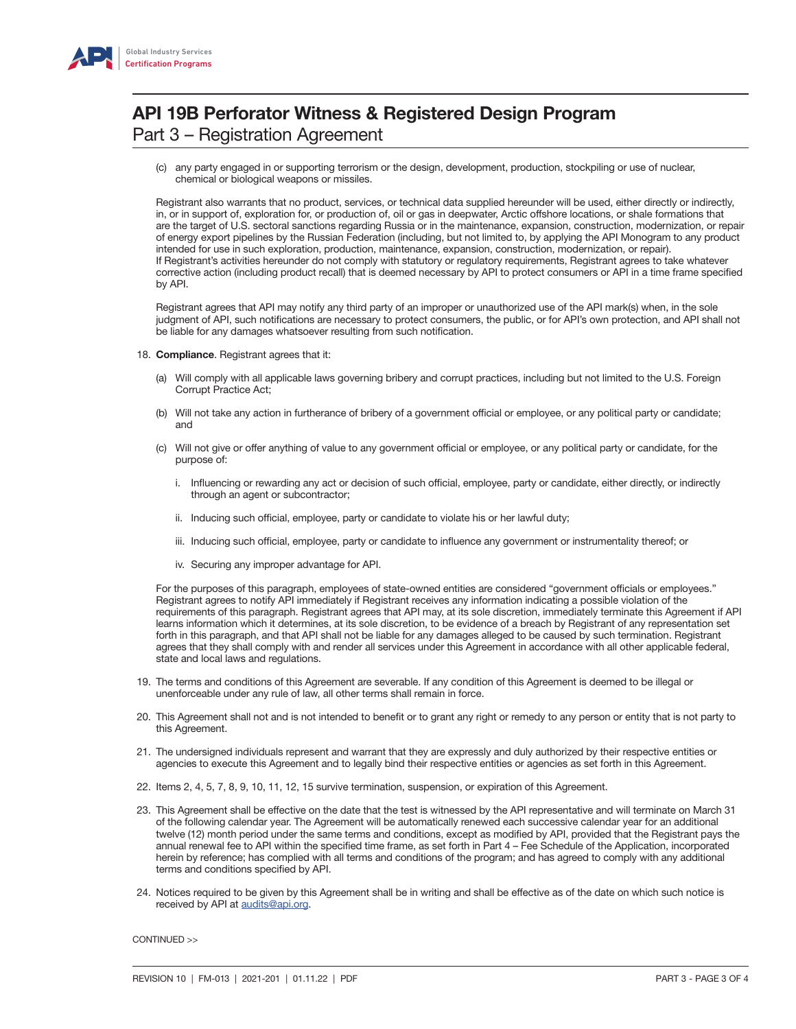(c) any party engaged in or supporting terrorism or the design, development, production, stockpiling or use of nuclear, chemical or biological weapons or missiles.

Registrant also warrants that no product, services, or technical data supplied hereunder will be used, either directly or indirectly, in, or in support of, exploration for, or production of, oil or gas in deepwater, Arctic offshore locations, or shale formations that are the target of U.S. sectoral sanctions regarding Russia or in the maintenance, expansion, construction, modernization, or repair of energy export pipelines by the Russian Federation (including, but not limited to, by applying the API Monogram to any product intended for use in such exploration, production, maintenance, expansion, construction, modernization, or repair). If Registrant's activities hereunder do not comply with statutory or regulatory requirements, Registrant agrees to take whatever corrective action (including product recall) that is deemed necessary by API to protect consumers or API in a time frame specified by API.

Registrant agrees that API may notify any third party of an improper or unauthorized use of the API mark(s) when, in the sole judgment of API, such notifications are necessary to protect consumers, the public, or for API's own protection, and API shall not be liable for any damages whatsoever resulting from such notification.

18. **Compliance**. Registrant agrees that it:

    (a) Will comply with all applicable laws governing bribery and corrupt practices, including but not limited to the U.S. Foreign Corrupt Practice Act;

    (b) Will not take any action in furtherance of bribery of a government official or employee, or any political party or candidate; and

    (c) Will not give or offer anything of value to any government official or employee, or any political party or candidate, for the purpose of:

    i. Influencing or rewarding any act or decision of such official, employee, party or candidate, either directly, or indirectly through an agent or subcontractor;

    ii. Inducing such official, employee, party or candidate to violate his or her lawful duty;

    iii. Inducing such official, employee, party or candidate to influence any government or instrumentality thereof; or

    iv. Securing any improper advantage for API.

    For the purposes of this paragraph, employees of state-owned entities are considered "government officials or employees." Registrant agrees to notify API immediately if Registrant receives any information indicating a possible violation of the requirements of this paragraph. Registrant agrees that API may, at its sole discretion, immediately terminate this Agreement if API learns information which it determines, at its sole discretion, to be evidence of a breach by Registrant of any representation set forth in this paragraph, and that API shall not be liable for any damages alleged to be caused by such termination. Registrant agrees that they shall comply with and render all services under this Agreement in accordance with all other applicable federal, state and local laws and regulations.

19. The terms and conditions of this Agreement are severable. If any condition of this Agreement is deemed to be illegal or unenforceable under any rule of law, all other terms shall remain in force.

20. This Agreement shall not and is not intended to benefit or to grant any right or remedy to any person or entity that is not party to this Agreement.

21. The undersigned individuals represent and warrant that they are expressly and duly authorized by their respective entities or agencies to execute this Agreement and to legally bind their respective entities or agencies as set forth in this Agreement.

22. Items 2, 4, 5, 7, 8, 9, 10, 11, 12, 15 survive termination, suspension, or expiration of this Agreement.

23. This Agreement shall be effective on the date that the test is witnessed by the API representative and will terminate on March 31 of the following calendar year. The Agreement will be automatically renewed each successive calendar year for an additional twelve (12) month period under the same terms and conditions, except as modified by API, provided that the Registrant pays the annual renewal fee to API within the specified time frame, as set forth in Part 4 – Fee Schedule of the Application, incorporated herein by reference; has complied with all terms and conditions of the program; and has agreed to comply with any additional terms and conditions specified by API.

24. Notices required to be given by this Agreement shall be in writing and shall be effective as of the date on which such notice is received by API at audits@api.org.

CONTINUED >>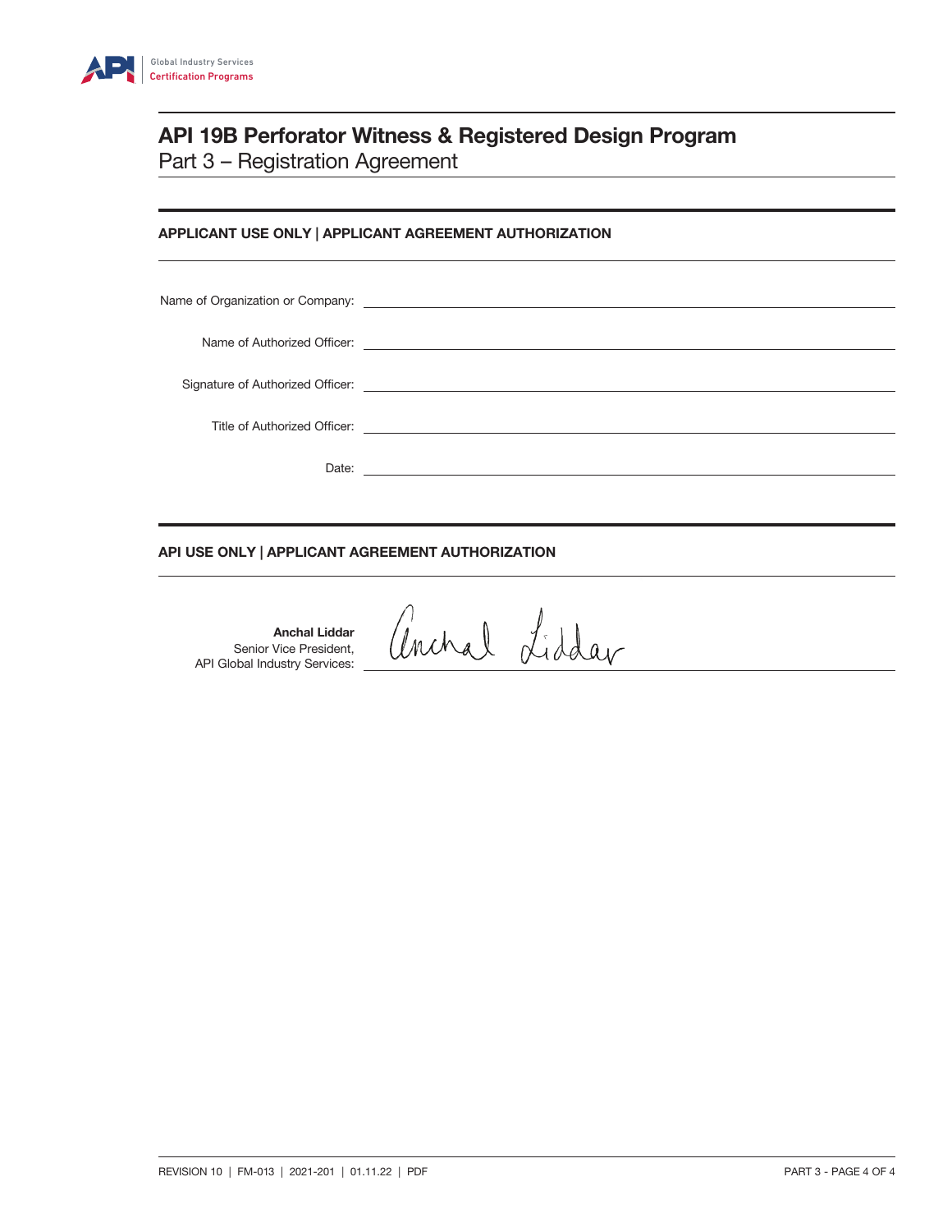# API 19B Perforator Witness & Registered Design Program

## Part 3 – Registration Agreement

### APPLICANT USE ONLY | APPLICANT AGREEMENT AUTHORIZATION

Name of Organization or Company: ______________________________

Name of Authorized Officer: ______________________________

Signature of Authorized Officer: ______________________________

Title of Authorized Officer: ______________________________

Date: ______________________________

### API USE ONLY | APPLICANT AGREEMENT AUTHORIZATION

**Anchal Liddar**
Senior Vice President,
API Global Industry Services: Anchal Liddar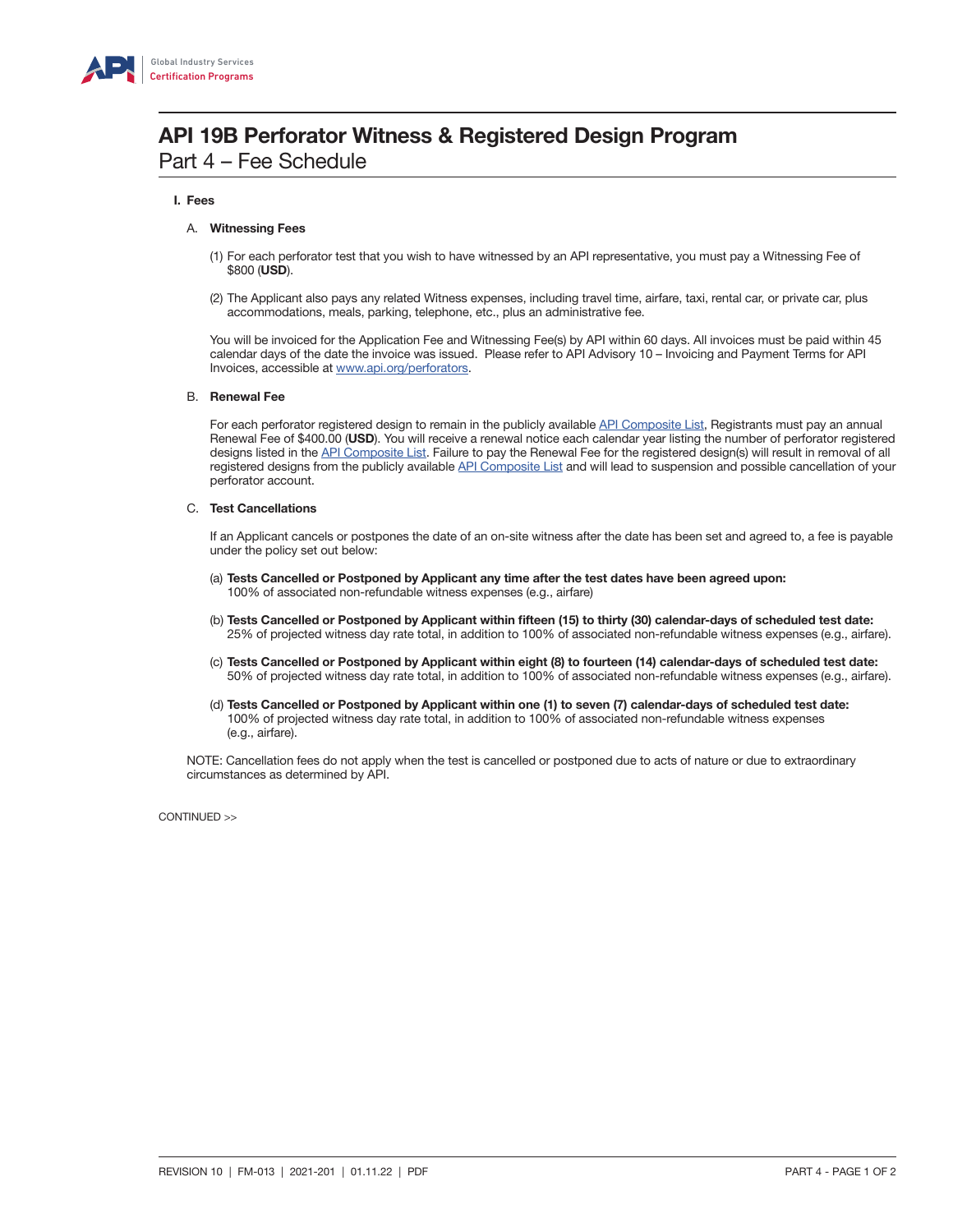# API 19B Perforator Witness & Registered Design Program

## Part 4 – Fee Schedule

### I. Fees

#### A. Witnessing Fees

(1) For each perforator test that you wish to have witnessed by an API representative, you must pay a Witnessing Fee of $800 (**USD**).

(2) The Applicant also pays any related Witness expenses, including travel time, airfare, taxi, rental car, or private car, plus accommodations, meals, parking, telephone, etc., plus an administrative fee.

You will be invoiced for the Application Fee and Witnessing Fee(s) by API within 60 days. All invoices must be paid within 45 calendar days of the date the invoice was issued. Please refer to API Advisory 10 – Invoicing and Payment Terms for API Invoices, accessible at www.api.org/perforators.

#### B. Renewal Fee

For each perforator registered design to remain in the publicly available API Composite List, Registrants must pay an annual Renewal Fee of $400.00 (**USD**). You will receive a renewal notice each calendar year listing the number of perforator registered designs listed in the API Composite List. Failure to pay the Renewal Fee for the registered design(s) will result in removal of all registered designs from the publicly available API Composite List and will lead to suspension and possible cancellation of your perforator account.

#### C. Test Cancellations

If an Applicant cancels or postpones the date of an on-site witness after the date has been set and agreed to, a fee is payable under the policy set out below:

(a) **Tests Cancelled or Postponed by Applicant any time after the test dates have been agreed upon:** 100% of associated non-refundable witness expenses (e.g., airfare)

(b) **Tests Cancelled or Postponed by Applicant within fifteen (15) to thirty (30) calendar-days of scheduled test date:** 25% of projected witness day rate total, in addition to 100% of associated non-refundable witness expenses (e.g., airfare).

(c) **Tests Cancelled or Postponed by Applicant within eight (8) to fourteen (14) calendar-days of scheduled test date:** 50% of projected witness day rate total, in addition to 100% of associated non-refundable witness expenses (e.g., airfare).

(d) **Tests Cancelled or Postponed by Applicant within one (1) to seven (7) calendar-days of scheduled test date:** 100% of projected witness day rate total, in addition to 100% of associated non-refundable witness expenses (e.g., airfare).

NOTE: Cancellation fees do not apply when the test is cancelled or postponed due to acts of nature or due to extraordinary circumstances as determined by API.

CONTINUED >>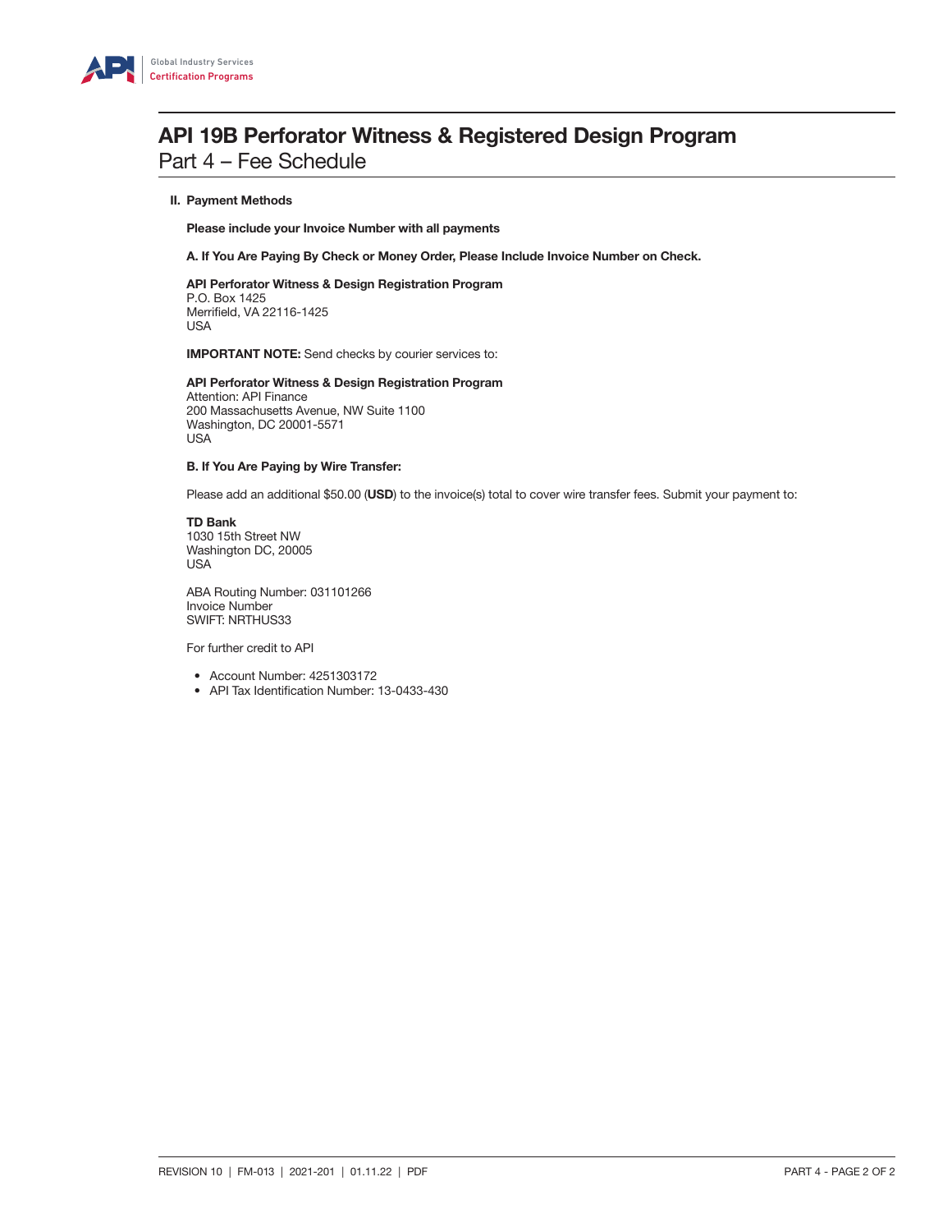# API 19B Perforator Witness & Registered Design Program

## Part 4 – Fee Schedule

### II. Payment Methods

**Please include your Invoice Number with all payments**

**A. If You Are Paying By Check or Money Order, Please Include Invoice Number on Check.**

**API Perforator Witness & Design Registration Program**
P.O. Box 1425
Merrifield, VA 22116-1425
USA

**IMPORTANT NOTE:** Send checks by courier services to:

**API Perforator Witness & Design Registration Program**
Attention: API Finance
200 Massachusetts Avenue, NW Suite 1100
Washington, DC 20001-5571
USA

**B. If You Are Paying by Wire Transfer:**

Please add an additional $50.00 (**USD**) to the invoice(s) total to cover wire transfer fees. Submit your payment to:

**TD Bank**
1030 15th Street NW
Washington DC, 20005
USA

ABA Routing Number: 031101266
Invoice Number
SWIFT: NRTHUS33

For further credit to API

- Account Number: 4251303172
- API Tax Identification Number: 13-0433-430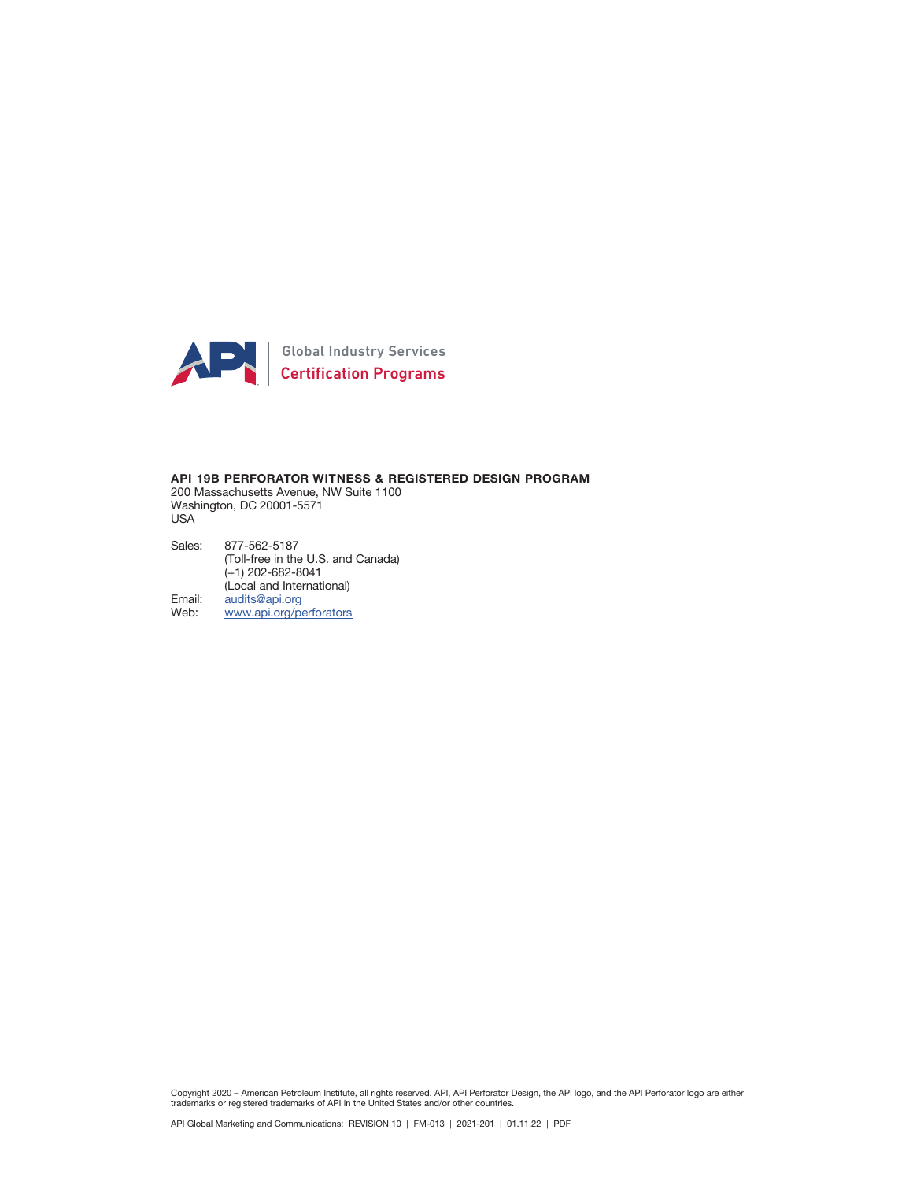Global Industry Services
Certification Programs

**API 19B PERFORATOR WITNESS & REGISTERED DESIGN PROGRAM**
200 Massachusetts Avenue, NW Suite 1100
Washington, DC 20001-5571
USA

Sales: 877-562-5187
(Toll-free in the U.S. and Canada)
(+1) 202-682-8041
(Local and International)
Email: audits@api.org
Web: www.api.org/perforators

Copyright 2020 – American Petroleum Institute, all rights reserved. API, API Perforator Design, the API logo, and the API Perforator logo are either trademarks or registered trademarks of API in the United States and/or other countries.

API Global Marketing and Communications: REVISION 10 | FM-013 | 2021-201 | 01.11.22 | PDF